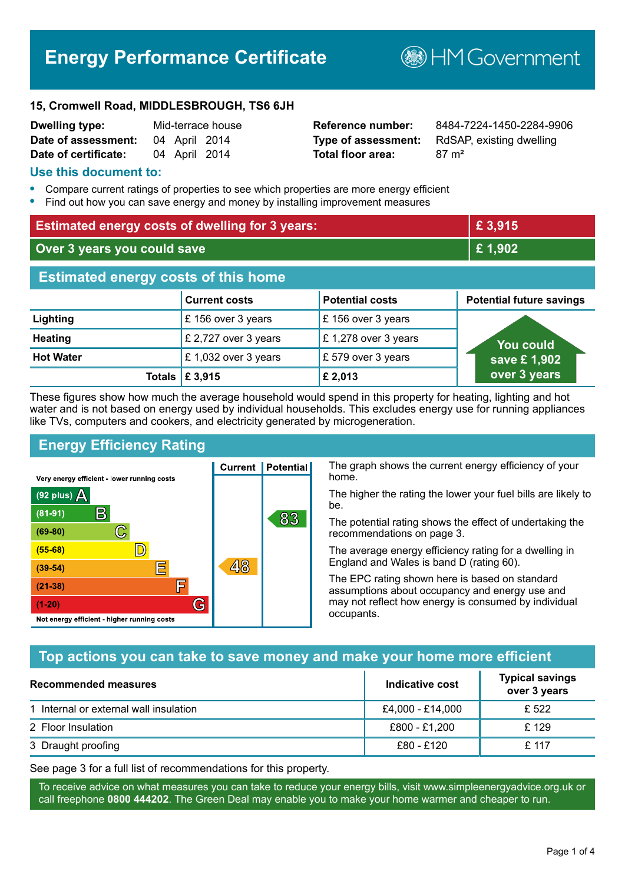# Energy Performance Certificate

HM Government

**15, Cromwell Road, MIDDLESBROUGH, TS6 6JH**

| | | | |
|---|---|---|---|
| **Dwelling type:** | Mid-terrace house | **Reference number:** | 8484-7224-1450-2284-9906 |
| **Date of assessment:** | 04 April 2014 | **Type of assessment:** | RdSAP, existing dwelling |
| **Date of certificate:** | 04 April 2014 | **Total floor area:** | 87 m² |

## Use this document to:

- Compare current ratings of properties to see which properties are more energy efficient
- Find out how you can save energy and money by installing improvement measures

| | |
|---|---|
| **Estimated energy costs of dwelling for 3 years:** | **£ 3,915** |
| **Over 3 years you could save** | **£ 1,902** |

## Estimated energy costs of this home

| | Current costs | Potential costs | Potential future savings |
|---|---|---|---|
| **Lighting** | £ 156 over 3 years | £ 156 over 3 years | You could save £ 1,902 over 3 years |
| **Heating** | £ 2,727 over 3 years | £ 1,278 over 3 years | |
| **Hot Water** | £ 1,032 over 3 years | £ 579 over 3 years | |
| **Totals** | **£ 3,915** | **£ 2,013** | |

These figures show how much the average household would spend in this property for heating, lighting and hot water and is not based on energy used by individual households. This excludes energy use for running appliances like TVs, computers and cookers, and electricity generated by microgeneration.

## Energy Efficiency Rating

Very energy efficient - lower running costs

| Rating | Band | Current | Potential |
|---|---|---|---|
| (92 plus) | A | | |
| (81-91) | B | | 83 |
| (69-80) | C | | |
| (55-68) | D | | |
| (39-54) | E | 48 | |
| (21-38) | F | | |
| (1-20) | G | | |

Not energy efficient - higher running costs

The graph shows the current energy efficiency of your home.

The higher the rating the lower your fuel bills are likely to be.

The potential rating shows the effect of undertaking the recommendations on page 3.

The average energy efficiency rating for a dwelling in England and Wales is band D (rating 60).

The EPC rating shown here is based on standard assumptions about occupancy and energy use and may not reflect how energy is consumed by individual occupants.

## Top actions you can take to save money and make your home more efficient

| Recommended measures | Indicative cost | Typical savings over 3 years |
|---|---|---|
| 1 Internal or external wall insulation | £4,000 - £14,000 | £ 522 |
| 2 Floor Insulation | £800 - £1,200 | £ 129 |
| 3 Draught proofing | £80 - £120 | £ 117 |

See page 3 for a full list of recommendations for this property.

To receive advice on what measures you can take to reduce your energy bills, visit www.simpleenergyadvice.org.uk or call freephone **0800 444202**. The Green Deal may enable you to make your home warmer and cheaper to run.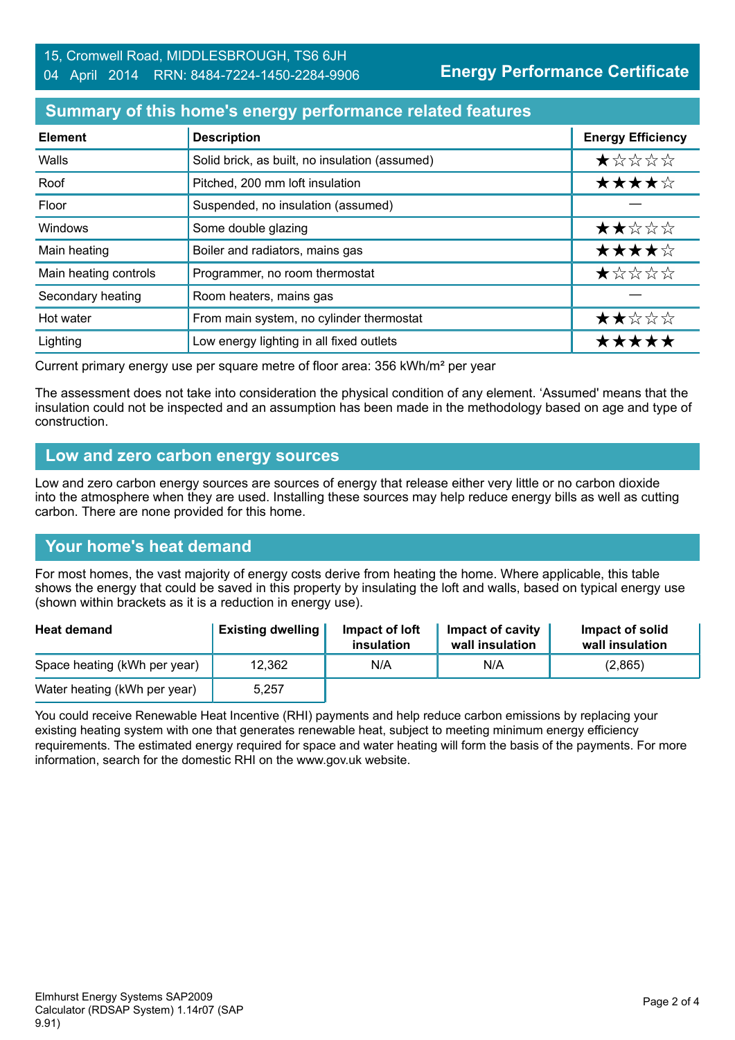15, Cromwell Road, MIDDLESBROUGH, TS6 6JH
04 April 2014 RRN: 8484-7224-1450-2284-9906

**Energy Performance Certificate**

## Summary of this home's energy performance related features

| Element | Description | Energy Efficiency |
|---|---|---|
| Walls | Solid brick, as built, no insulation (assumed) | ★☆☆☆☆ |
| Roof | Pitched, 200 mm loft insulation | ★★★★☆ |
| Floor | Suspended, no insulation (assumed) | — |
| Windows | Some double glazing | ★★☆☆☆ |
| Main heating | Boiler and radiators, mains gas | ★★★★☆ |
| Main heating controls | Programmer, no room thermostat | ★☆☆☆☆ |
| Secondary heating | Room heaters, mains gas | — |
| Hot water | From main system, no cylinder thermostat | ★★☆☆☆ |
| Lighting | Low energy lighting in all fixed outlets | ★★★★★ |

Current primary energy use per square metre of floor area: 356 kWh/m² per year

The assessment does not take into consideration the physical condition of any element. 'Assumed' means that the insulation could not be inspected and an assumption has been made in the methodology based on age and type of construction.

## Low and zero carbon energy sources

Low and zero carbon energy sources are sources of energy that release either very little or no carbon dioxide into the atmosphere when they are used. Installing these sources may help reduce energy bills as well as cutting carbon. There are none provided for this home.

## Your home's heat demand

For most homes, the vast majority of energy costs derive from heating the home. Where applicable, this table shows the energy that could be saved in this property by insulating the loft and walls, based on typical energy use (shown within brackets as it is a reduction in energy use).

| Heat demand | Existing dwelling | Impact of loft insulation | Impact of cavity wall insulation | Impact of solid wall insulation |
|---|---|---|---|---|
| Space heating (kWh per year) | 12,362 | N/A | N/A | (2,865) |
| Water heating (kWh per year) | 5,257 | | | |

You could receive Renewable Heat Incentive (RHI) payments and help reduce carbon emissions by replacing your existing heating system with one that generates renewable heat, subject to meeting minimum energy efficiency requirements. The estimated energy required for space and water heating will form the basis of the payments. For more information, search for the domestic RHI on the www.gov.uk website.

Elmhurst Energy Systems SAP2009 Calculator (RDSAP System) 1.14r07 (SAP 9.91)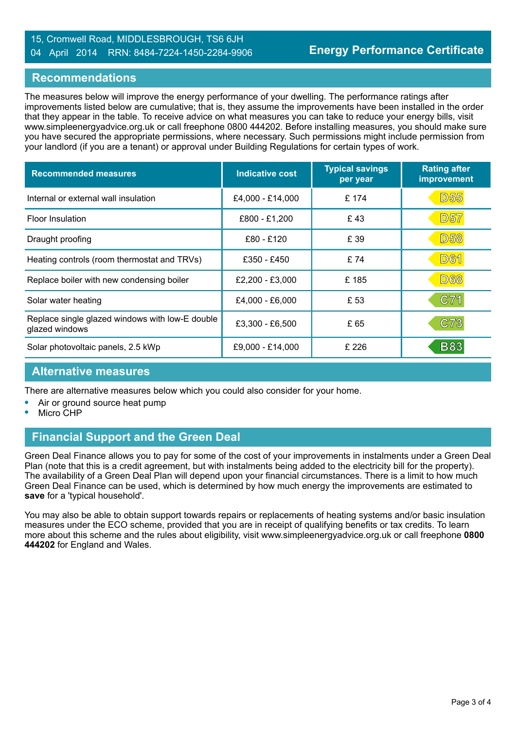15, Cromwell Road, MIDDLESBROUGH, TS6 6JH
04 April 2014 RRN: 8484-7224-1450-2284-9906

**Energy Performance Certificate**

## Recommendations

The measures below will improve the energy performance of your dwelling. The performance ratings after improvements listed below are cumulative; that is, they assume the improvements have been installed in the order that they appear in the table. To receive advice on what measures you can take to reduce your energy bills, visit www.simpleenergyadvice.org.uk or call freephone 0800 444202. Before installing measures, you should make sure you have secured the appropriate permissions, where necessary. Such permissions might include permission from your landlord (if you are a tenant) or approval under Building Regulations for certain types of work.

| Recommended measures | Indicative cost | Typical savings per year | Rating after improvement |
|---|---|---|---|
| Internal or external wall insulation | £4,000 - £14,000 | £ 174 | D55 |
| Floor Insulation | £800 - £1,200 | £ 43 | D57 |
| Draught proofing | £80 - £120 | £ 39 | D58 |
| Heating controls (room thermostat and TRVs) | £350 - £450 | £ 74 | D61 |
| Replace boiler with new condensing boiler | £2,200 - £3,000 | £ 185 | D68 |
| Solar water heating | £4,000 - £6,000 | £ 53 | C71 |
| Replace single glazed windows with low-E double glazed windows | £3,300 - £6,500 | £ 65 | C73 |
| Solar photovoltaic panels, 2.5 kWp | £9,000 - £14,000 | £ 226 | B83 |

## Alternative measures

There are alternative measures below which you could also consider for your home.

- Air or ground source heat pump
- Micro CHP

## Financial Support and the Green Deal

Green Deal Finance allows you to pay for some of the cost of your improvements in instalments under a Green Deal Plan (note that this is a credit agreement, but with instalments being added to the electricity bill for the property). The availability of a Green Deal Plan will depend upon your financial circumstances. There is a limit to how much Green Deal Finance can be used, which is determined by how much energy the improvements are estimated to **save** for a 'typical household'.

You may also be able to obtain support towards repairs or replacements of heating systems and/or basic insulation measures under the ECO scheme, provided that you are in receipt of qualifying benefits or tax credits. To learn more about this scheme and the rules about eligibility, visit www.simpleenergyadvice.org.uk or call freephone **0800 444202** for England and Wales.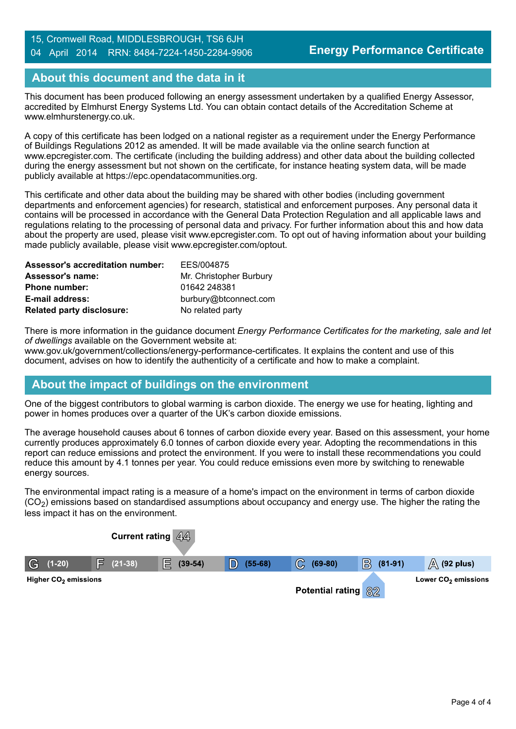15, Cromwell Road, MIDDLESBROUGH, TS6 6JH
04 April 2014 RRN: 8484-7224-1450-2284-9906

**Energy Performance Certificate**

## About this document and the data in it

This document has been produced following an energy assessment undertaken by a qualified Energy Assessor, accredited by Elmhurst Energy Systems Ltd. You can obtain contact details of the Accreditation Scheme at www.elmhurstenergy.co.uk.

A copy of this certificate has been lodged on a national register as a requirement under the Energy Performance of Buildings Regulations 2012 as amended. It will be made available via the online search function at www.epcregister.com. The certificate (including the building address) and other data about the building collected during the energy assessment but not shown on the certificate, for instance heating system data, will be made publicly available at https://epc.opendatacommunities.org.

This certificate and other data about the building may be shared with other bodies (including government departments and enforcement agencies) for research, statistical and enforcement purposes. Any personal data it contains will be processed in accordance with the General Data Protection Regulation and all applicable laws and regulations relating to the processing of personal data and privacy. For further information about this and how data about the property are used, please visit www.epcregister.com. To opt out of having information about your building made publicly available, please visit www.epcregister.com/optout.

| | |
|---|---|
| **Assessor's accreditation number:** | EES/004875 |
| **Assessor's name:** | Mr. Christopher Burbury |
| **Phone number:** | 01642 248381 |
| **E-mail address:** | burbury@btconnect.com |
| **Related party disclosure:** | No related party |

There is more information in the guidance document *Energy Performance Certificates for the marketing, sale and let of dwellings* available on the Government website at:
www.gov.uk/government/collections/energy-performance-certificates. It explains the content and use of this document, advises on how to identify the authenticity of a certificate and how to make a complaint.

## About the impact of buildings on the environment

One of the biggest contributors to global warming is carbon dioxide. The energy we use for heating, lighting and power in homes produces over a quarter of the UK's carbon dioxide emissions.

The average household causes about 6 tonnes of carbon dioxide every year. Based on this assessment, your home currently produces approximately 6.0 tonnes of carbon dioxide every year. Adopting the recommendations in this report can reduce emissions and protect the environment. If you were to install these recommendations you could reduce this amount by 4.1 tonnes per year. You could reduce emissions even more by switching to renewable energy sources.

The environmental impact rating is a measure of a home's impact on the environment in terms of carbon dioxide ($CO_2$) emissions based on standardised assumptions about occupancy and energy use. The higher the rating the less impact it has on the environment.

Current rating 44

G (1-20) F (21-38) E (39-54) D (55-68) C (69-80) B (81-91) A (92 plus)

Higher $CO_2$ emissions

Lower $CO_2$ emissions

Potential rating 82